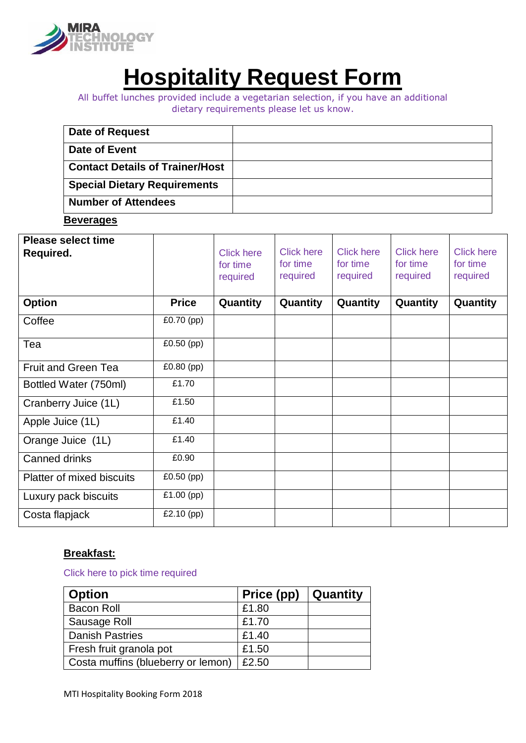MIRA TECHNOLOGY INSTITUTE

# Hospitality Request Form

All buffet lunches provided include a vegetarian selection, if you have an additional dietary requirements please let us know.

| **Date of Request** | |
|---|---|
| **Date of Event** | |
| **Contact Details of Trainer/Host** | |
| **Special Dietary Requirements** | |
| **Number of Attendees** | |

**Beverages**

| **Please select time Required.** | | Click here for time required | Click here for time required | Click here for time required | Click here for time required | Click here for time required |
|---|---|---|---|---|---|---|
| **Option** | **Price** | **Quantity** | **Quantity** | **Quantity** | **Quantity** | **Quantity** |
| Coffee | £0.70 (pp) | | | | | |
| Tea | £0.50 (pp) | | | | | |
| Fruit and Green Tea | £0.80 (pp) | | | | | |
| Bottled Water (750ml) | £1.70 | | | | | |
| Cranberry Juice (1L) | £1.50 | | | | | |
| Apple Juice (1L) | £1.40 | | | | | |
| Orange Juice (1L) | £1.40 | | | | | |
| Canned drinks | £0.90 | | | | | |
| Platter of mixed biscuits | £0.50 (pp) | | | | | |
| Luxury pack biscuits | £1.00 (pp) | | | | | |
| Costa flapjack | £2.10 (pp) | | | | | |

**Breakfast:**

Click here to pick time required

| **Option** | **Price (pp)** | **Quantity** |
|---|---|---|
| Bacon Roll | £1.80 | |
| Sausage Roll | £1.70 | |
| Danish Pastries | £1.40 | |
| Fresh fruit granola pot | £1.50 | |
| Costa muffins (blueberry or lemon) | £2.50 | |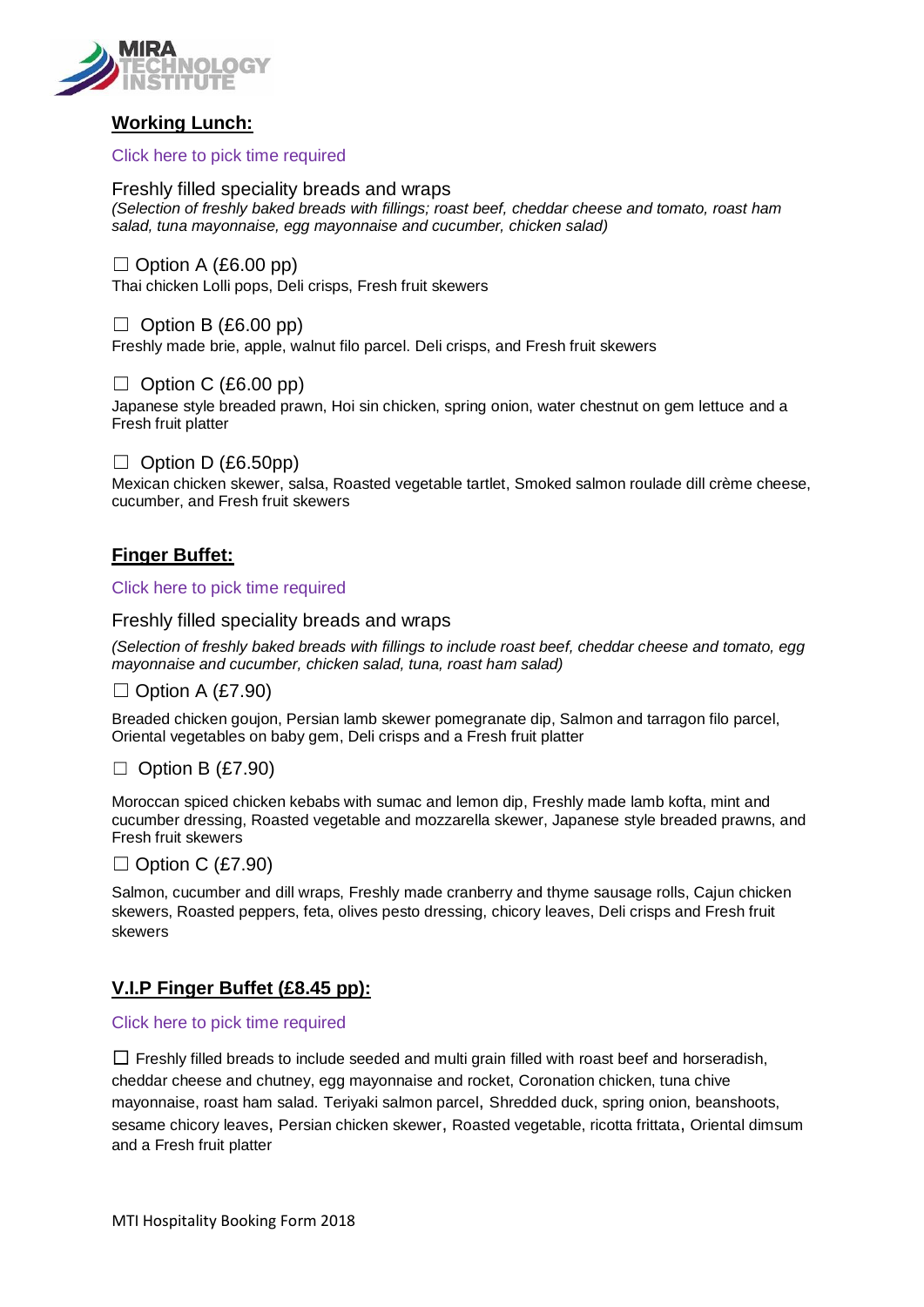## Working Lunch:

Click here to pick time required

Freshly filled speciality breads and wraps
*(Selection of freshly baked breads with fillings; roast beef, cheddar cheese and tomato, roast ham salad, tuna mayonnaise, egg mayonnaise and cucumber, chicken salad)*

☐ Option A (£6.00 pp)
Thai chicken Lolli pops, Deli crisps, Fresh fruit skewers

☐ Option B (£6.00 pp)
Freshly made brie, apple, walnut filo parcel. Deli crisps, and Fresh fruit skewers

☐ Option C (£6.00 pp)
Japanese style breaded prawn, Hoi sin chicken, spring onion, water chestnut on gem lettuce and a Fresh fruit platter

☐ Option D (£6.50pp)
Mexican chicken skewer, salsa, Roasted vegetable tartlet, Smoked salmon roulade dill crème cheese, cucumber, and Fresh fruit skewers

## Finger Buffet:

Click here to pick time required

Freshly filled speciality breads and wraps

*(Selection of freshly baked breads with fillings to include roast beef, cheddar cheese and tomato, egg mayonnaise and cucumber, chicken salad, tuna, roast ham salad)*

☐ Option A (£7.90)

Breaded chicken goujon, Persian lamb skewer pomegranate dip, Salmon and tarragon filo parcel, Oriental vegetables on baby gem, Deli crisps and a Fresh fruit platter

☐ Option B (£7.90)

Moroccan spiced chicken kebabs with sumac and lemon dip, Freshly made lamb kofta, mint and cucumber dressing, Roasted vegetable and mozzarella skewer, Japanese style breaded prawns, and Fresh fruit skewers

☐ Option C (£7.90)

Salmon, cucumber and dill wraps, Freshly made cranberry and thyme sausage rolls, Cajun chicken skewers, Roasted peppers, feta, olives pesto dressing, chicory leaves, Deli crisps and Fresh fruit skewers

## V.I.P Finger Buffet (£8.45 pp):

Click here to pick time required

☐ Freshly filled breads to include seeded and multi grain filled with roast beef and horseradish, cheddar cheese and chutney, egg mayonnaise and rocket, Coronation chicken, tuna chive mayonnaise, roast ham salad. Teriyaki salmon parcel, Shredded duck, spring onion, beanshoots, sesame chicory leaves, Persian chicken skewer, Roasted vegetable, ricotta frittata, Oriental dimsum and a Fresh fruit platter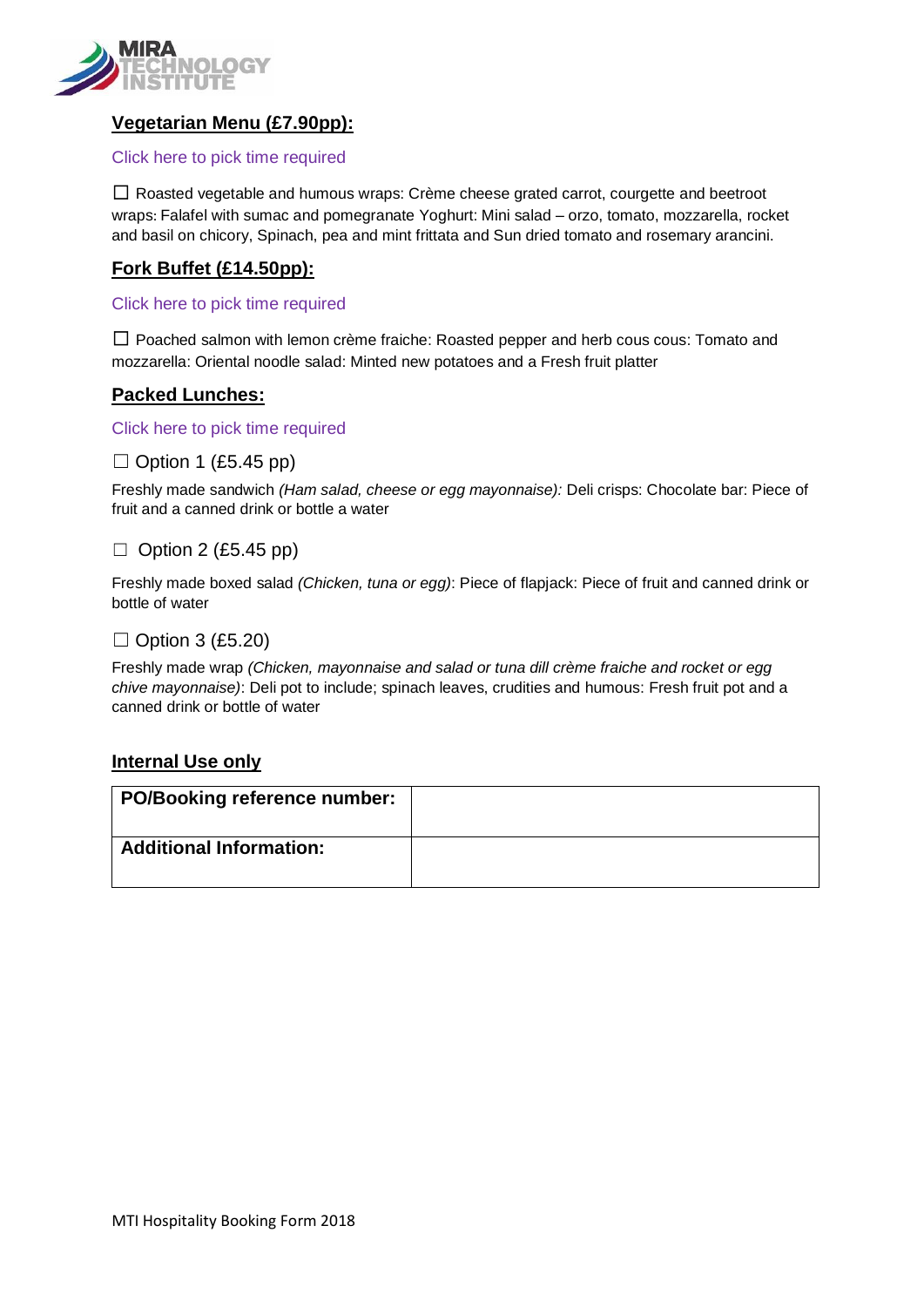## **Vegetarian Menu (£7.90pp):**

Click here to pick time required

☐ Roasted vegetable and humous wraps: Crème cheese grated carrot, courgette and beetroot wraps: Falafel with sumac and pomegranate Yoghurt: Mini salad – orzo, tomato, mozzarella, rocket and basil on chicory, Spinach, pea and mint frittata and Sun dried tomato and rosemary arancini.

## **Fork Buffet (£14.50pp):**

Click here to pick time required

☐ Poached salmon with lemon crème fraiche: Roasted pepper and herb cous cous: Tomato and mozzarella: Oriental noodle salad: Minted new potatoes and a Fresh fruit platter

## **Packed Lunches:**

Click here to pick time required

☐ Option 1 (£5.45 pp)

Freshly made sandwich *(Ham salad, cheese or egg mayonnaise):* Deli crisps: Chocolate bar: Piece of fruit and a canned drink or bottle a water

☐ Option 2 (£5.45 pp)

Freshly made boxed salad *(Chicken, tuna or egg)*: Piece of flapjack: Piece of fruit and canned drink or bottle of water

☐ Option 3 (£5.20)

Freshly made wrap *(Chicken, mayonnaise and salad or tuna dill crème fraiche and rocket or egg chive mayonnaise)*: Deli pot to include; spinach leaves, crudities and humous: Fresh fruit pot and a canned drink or bottle of water

## **Internal Use only**

| | |
|---|---|
| **PO/Booking reference number:** | |
| **Additional Information:** | |